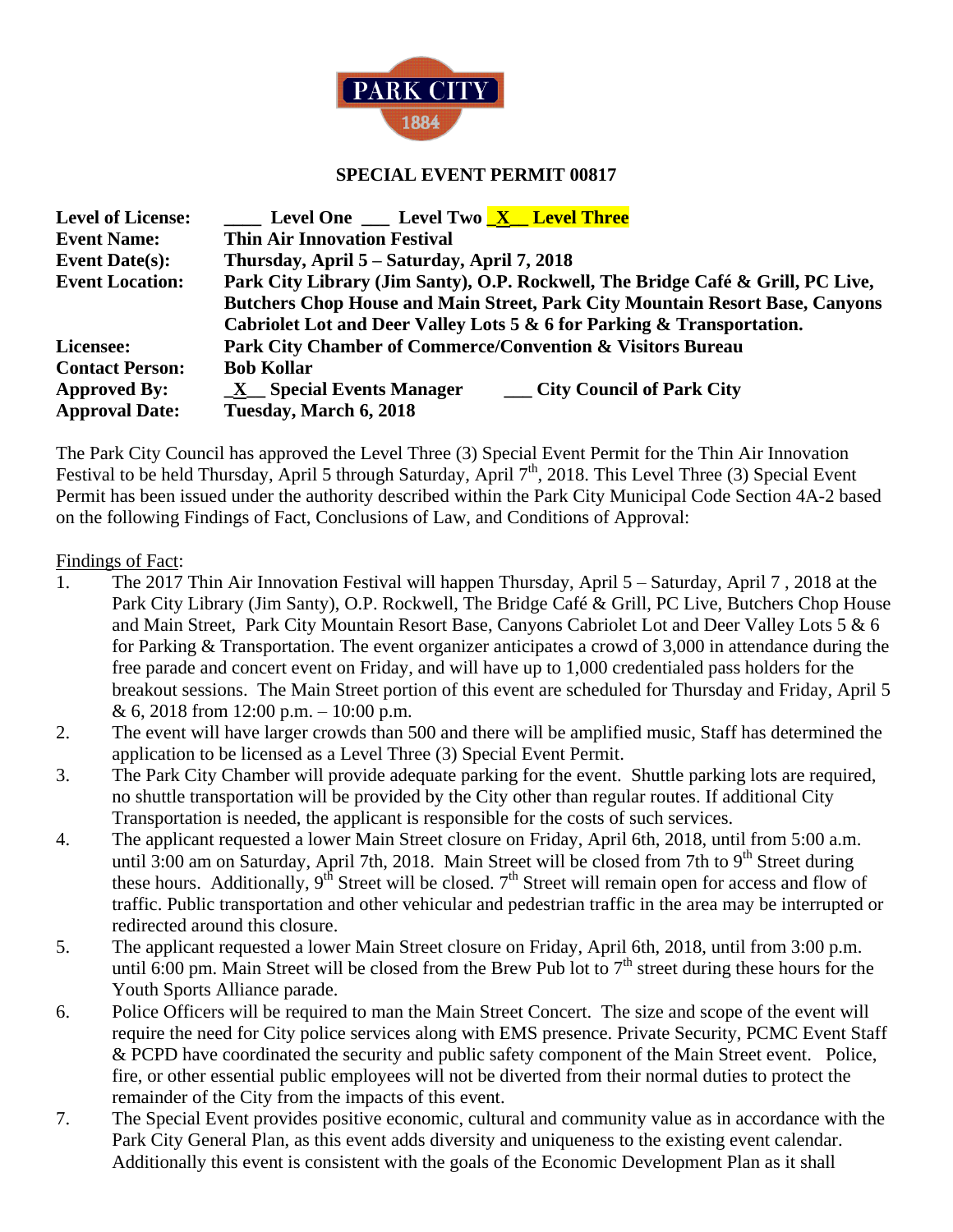PARK CITY
1884

## SPECIAL EVENT PERMIT 00817

**Level of License:** ____ Level One ___ Level Two _X__ Level Three
**Event Name:** Thin Air Innovation Festival
**Event Date(s):** Thursday, April 5 – Saturday, April 7, 2018
**Event Location:** Park City Library (Jim Santy), O.P. Rockwell, The Bridge Café & Grill, PC Live, Butchers Chop House and Main Street, Park City Mountain Resort Base, Canyons Cabriolet Lot and Deer Valley Lots 5 & 6 for Parking & Transportation.
**Licensee:** Park City Chamber of Commerce/Convention & Visitors Bureau
**Contact Person:** Bob Kollar
**Approved By:** _X__ Special Events Manager ___ City Council of Park City
**Approval Date:** Tuesday, March 6, 2018

The Park City Council has approved the Level Three (3) Special Event Permit for the Thin Air Innovation Festival to be held Thursday, April 5 through Saturday, April 7th, 2018. This Level Three (3) Special Event Permit has been issued under the authority described within the Park City Municipal Code Section 4A-2 based on the following Findings of Fact, Conclusions of Law, and Conditions of Approval:

Findings of Fact:

1. The 2017 Thin Air Innovation Festival will happen Thursday, April 5 – Saturday, April 7 , 2018 at the Park City Library (Jim Santy), O.P. Rockwell, The Bridge Café & Grill, PC Live, Butchers Chop House and Main Street, Park City Mountain Resort Base, Canyons Cabriolet Lot and Deer Valley Lots 5 & 6 for Parking & Transportation. The event organizer anticipates a crowd of 3,000 in attendance during the free parade and concert event on Friday, and will have up to 1,000 credentialed pass holders for the breakout sessions. The Main Street portion of this event are scheduled for Thursday and Friday, April 5 & 6, 2018 from 12:00 p.m. – 10:00 p.m.
2. The event will have larger crowds than 500 and there will be amplified music, Staff has determined the application to be licensed as a Level Three (3) Special Event Permit.
3. The Park City Chamber will provide adequate parking for the event. Shuttle parking lots are required, no shuttle transportation will be provided by the City other than regular routes. If additional City Transportation is needed, the applicant is responsible for the costs of such services.
4. The applicant requested a lower Main Street closure on Friday, April 6th, 2018, until from 5:00 a.m. until 3:00 am on Saturday, April 7th, 2018. Main Street will be closed from 7th to 9th Street during these hours. Additionally, 9th Street will be closed. 7th Street will remain open for access and flow of traffic. Public transportation and other vehicular and pedestrian traffic in the area may be interrupted or redirected around this closure.
5. The applicant requested a lower Main Street closure on Friday, April 6th, 2018, until from 3:00 p.m. until 6:00 pm. Main Street will be closed from the Brew Pub lot to 7th street during these hours for the Youth Sports Alliance parade.
6. Police Officers will be required to man the Main Street Concert. The size and scope of the event will require the need for City police services along with EMS presence. Private Security, PCMC Event Staff & PCPD have coordinated the security and public safety component of the Main Street event. Police, fire, or other essential public employees will not be diverted from their normal duties to protect the remainder of the City from the impacts of this event.
7. The Special Event provides positive economic, cultural and community value as in accordance with the Park City General Plan, as this event adds diversity and uniqueness to the existing event calendar. Additionally this event is consistent with the goals of the Economic Development Plan as it shall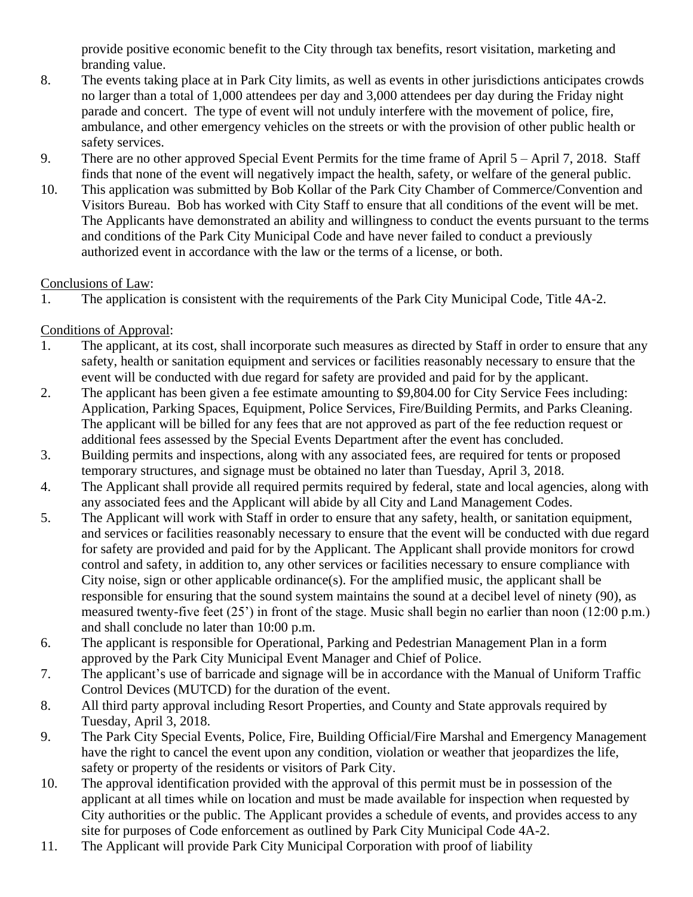provide positive economic benefit to the City through tax benefits, resort visitation, marketing and branding value.

8. The events taking place at in Park City limits, as well as events in other jurisdictions anticipates crowds no larger than a total of 1,000 attendees per day and 3,000 attendees per day during the Friday night parade and concert. The type of event will not unduly interfere with the movement of police, fire, ambulance, and other emergency vehicles on the streets or with the provision of other public health or safety services.
9. There are no other approved Special Event Permits for the time frame of April 5 – April 7, 2018. Staff finds that none of the event will negatively impact the health, safety, or welfare of the general public.
10. This application was submitted by Bob Kollar of the Park City Chamber of Commerce/Convention and Visitors Bureau. Bob has worked with City Staff to ensure that all conditions of the event will be met. The Applicants have demonstrated an ability and willingness to conduct the events pursuant to the terms and conditions of the Park City Municipal Code and have never failed to conduct a previously authorized event in accordance with the law or the terms of a license, or both.

Conclusions of Law:

1. The application is consistent with the requirements of the Park City Municipal Code, Title 4A-2.

Conditions of Approval:

1. The applicant, at its cost, shall incorporate such measures as directed by Staff in order to ensure that any safety, health or sanitation equipment and services or facilities reasonably necessary to ensure that the event will be conducted with due regard for safety are provided and paid for by the applicant.
2. The applicant has been given a fee estimate amounting to $9,804.00 for City Service Fees including: Application, Parking Spaces, Equipment, Police Services, Fire/Building Permits, and Parks Cleaning. The applicant will be billed for any fees that are not approved as part of the fee reduction request or additional fees assessed by the Special Events Department after the event has concluded.
3. Building permits and inspections, along with any associated fees, are required for tents or proposed temporary structures, and signage must be obtained no later than Tuesday, April 3, 2018.
4. The Applicant shall provide all required permits required by federal, state and local agencies, along with any associated fees and the Applicant will abide by all City and Land Management Codes.
5. The Applicant will work with Staff in order to ensure that any safety, health, or sanitation equipment, and services or facilities reasonably necessary to ensure that the event will be conducted with due regard for safety are provided and paid for by the Applicant. The Applicant shall provide monitors for crowd control and safety, in addition to, any other services or facilities necessary to ensure compliance with City noise, sign or other applicable ordinance(s). For the amplified music, the applicant shall be responsible for ensuring that the sound system maintains the sound at a decibel level of ninety (90), as measured twenty-five feet (25') in front of the stage. Music shall begin no earlier than noon (12:00 p.m.) and shall conclude no later than 10:00 p.m.
6. The applicant is responsible for Operational, Parking and Pedestrian Management Plan in a form approved by the Park City Municipal Event Manager and Chief of Police.
7. The applicant's use of barricade and signage will be in accordance with the Manual of Uniform Traffic Control Devices (MUTCD) for the duration of the event.
8. All third party approval including Resort Properties, and County and State approvals required by Tuesday, April 3, 2018.
9. The Park City Special Events, Police, Fire, Building Official/Fire Marshal and Emergency Management have the right to cancel the event upon any condition, violation or weather that jeopardizes the life, safety or property of the residents or visitors of Park City.
10. The approval identification provided with the approval of this permit must be in possession of the applicant at all times while on location and must be made available for inspection when requested by City authorities or the public. The Applicant provides a schedule of events, and provides access to any site for purposes of Code enforcement as outlined by Park City Municipal Code 4A-2.
11. The Applicant will provide Park City Municipal Corporation with proof of liability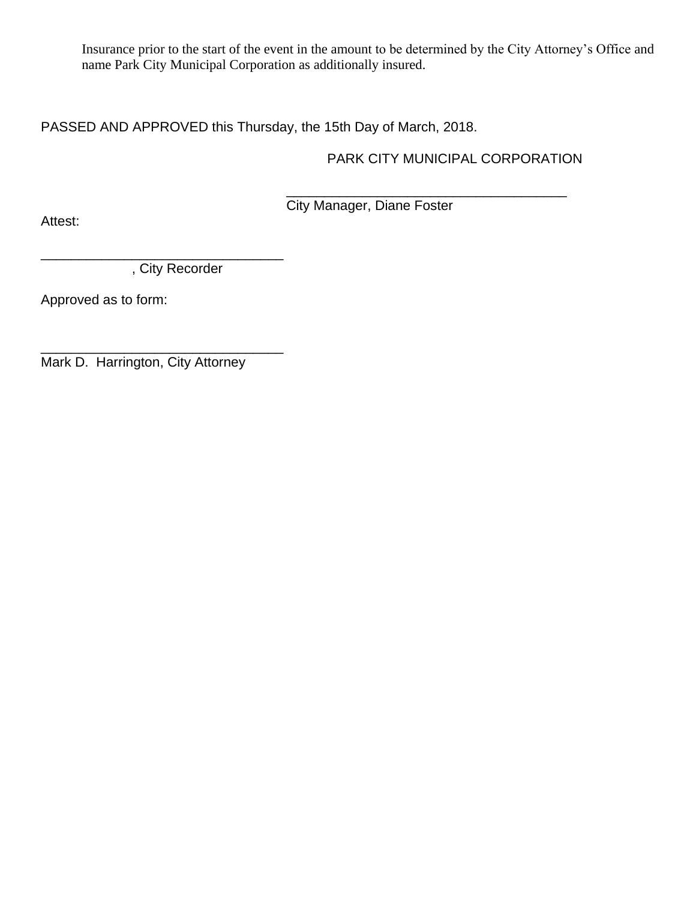Insurance prior to the start of the event in the amount to be determined by the City Attorney's Office and name Park City Municipal Corporation as additionally insured.

PASSED AND APPROVED this Thursday, the 15th Day of March, 2018.

PARK CITY MUNICIPAL CORPORATION

_____________________________________
City Manager, Diane Foster

Attest:

________________________________
, City Recorder

Approved as to form:

________________________________
Mark D. Harrington, City Attorney